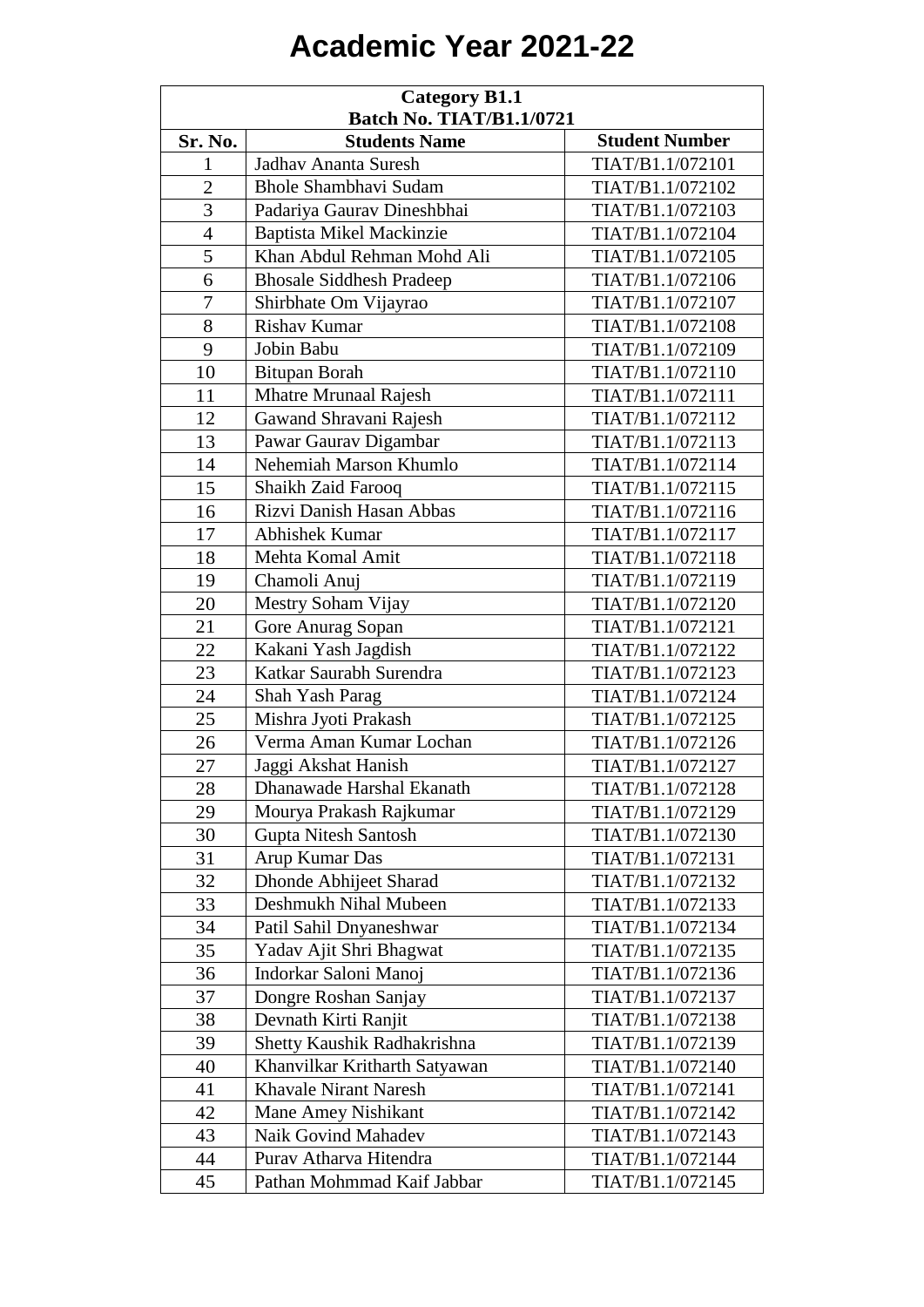# Academic Year 2021-22

| Category B1.1 Batch No. TIAT/B1.1/0721 | | |
|---|---|---|
| **Sr. No.** | **Students Name** | **Student Number** |
| 1 | Jadhav Ananta Suresh | TIAT/B1.1/072101 |
| 2 | Bhole Shambhavi Sudam | TIAT/B1.1/072102 |
| 3 | Padariya Gaurav Dineshbhai | TIAT/B1.1/072103 |
| 4 | Baptista Mikel Mackinzie | TIAT/B1.1/072104 |
| 5 | Khan Abdul Rehman Mohd Ali | TIAT/B1.1/072105 |
| 6 | Bhosale Siddhesh Pradeep | TIAT/B1.1/072106 |
| 7 | Shirbhate Om Vijayrao | TIAT/B1.1/072107 |
| 8 | Rishav Kumar | TIAT/B1.1/072108 |
| 9 | Jobin Babu | TIAT/B1.1/072109 |
| 10 | Bitupan Borah | TIAT/B1.1/072110 |
| 11 | Mhatre Mrunaal Rajesh | TIAT/B1.1/072111 |
| 12 | Gawand Shravani Rajesh | TIAT/B1.1/072112 |
| 13 | Pawar Gaurav Digambar | TIAT/B1.1/072113 |
| 14 | Nehemiah Marson Khumlo | TIAT/B1.1/072114 |
| 15 | Shaikh Zaid Farooq | TIAT/B1.1/072115 |
| 16 | Rizvi Danish Hasan Abbas | TIAT/B1.1/072116 |
| 17 | Abhishek Kumar | TIAT/B1.1/072117 |
| 18 | Mehta Komal Amit | TIAT/B1.1/072118 |
| 19 | Chamoli Anuj | TIAT/B1.1/072119 |
| 20 | Mestry Soham Vijay | TIAT/B1.1/072120 |
| 21 | Gore Anurag Sopan | TIAT/B1.1/072121 |
| 22 | Kakani Yash Jagdish | TIAT/B1.1/072122 |
| 23 | Katkar Saurabh Surendra | TIAT/B1.1/072123 |
| 24 | Shah Yash Parag | TIAT/B1.1/072124 |
| 25 | Mishra Jyoti Prakash | TIAT/B1.1/072125 |
| 26 | Verma Aman Kumar Lochan | TIAT/B1.1/072126 |
| 27 | Jaggi Akshat Hanish | TIAT/B1.1/072127 |
| 28 | Dhanawade Harshal Ekanath | TIAT/B1.1/072128 |
| 29 | Mourya Prakash Rajkumar | TIAT/B1.1/072129 |
| 30 | Gupta Nitesh Santosh | TIAT/B1.1/072130 |
| 31 | Arup Kumar Das | TIAT/B1.1/072131 |
| 32 | Dhonde Abhijeet Sharad | TIAT/B1.1/072132 |
| 33 | Deshmukh Nihal Mubeen | TIAT/B1.1/072133 |
| 34 | Patil Sahil Dnyaneshwar | TIAT/B1.1/072134 |
| 35 | Yadav Ajit Shri Bhagwat | TIAT/B1.1/072135 |
| 36 | Indorkar Saloni Manoj | TIAT/B1.1/072136 |
| 37 | Dongre Roshan Sanjay | TIAT/B1.1/072137 |
| 38 | Devnath Kirti Ranjit | TIAT/B1.1/072138 |
| 39 | Shetty Kaushik Radhakrishna | TIAT/B1.1/072139 |
| 40 | Khanvilkar Kritharth Satyawan | TIAT/B1.1/072140 |
| 41 | Khavale Nirant Naresh | TIAT/B1.1/072141 |
| 42 | Mane Amey Nishikant | TIAT/B1.1/072142 |
| 43 | Naik Govind Mahadev | TIAT/B1.1/072143 |
| 44 | Purav Atharva Hitendra | TIAT/B1.1/072144 |
| 45 | Pathan Mohmmad Kaif Jabbar | TIAT/B1.1/072145 |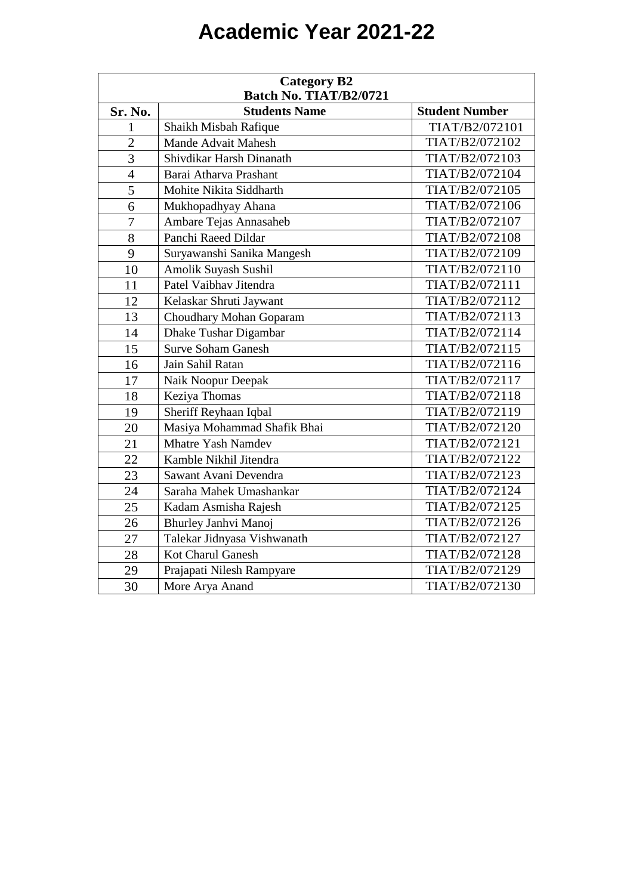# Academic Year 2021-22

| Category B2<br>Batch No. TIAT/B2/0721 | | |
|---|---|---|
| **Sr. No.** | **Students Name** | **Student Number** |
| 1 | Shaikh Misbah Rafique | TIAT/B2/072101 |
| 2 | Mande Advait Mahesh | TIAT/B2/072102 |
| 3 | Shivdikar Harsh Dinanath | TIAT/B2/072103 |
| 4 | Barai Atharva Prashant | TIAT/B2/072104 |
| 5 | Mohite Nikita Siddharth | TIAT/B2/072105 |
| 6 | Mukhopadhyay Ahana | TIAT/B2/072106 |
| 7 | Ambare Tejas Annasaheb | TIAT/B2/072107 |
| 8 | Panchi Raeed Dildar | TIAT/B2/072108 |
| 9 | Suryawanshi Sanika Mangesh | TIAT/B2/072109 |
| 10 | Amolik Suyash Sushil | TIAT/B2/072110 |
| 11 | Patel Vaibhav Jitendra | TIAT/B2/072111 |
| 12 | Kelaskar Shruti Jaywant | TIAT/B2/072112 |
| 13 | Choudhary Mohan Goparam | TIAT/B2/072113 |
| 14 | Dhake Tushar Digambar | TIAT/B2/072114 |
| 15 | Surve Soham Ganesh | TIAT/B2/072115 |
| 16 | Jain Sahil Ratan | TIAT/B2/072116 |
| 17 | Naik Noopur Deepak | TIAT/B2/072117 |
| 18 | Keziya Thomas | TIAT/B2/072118 |
| 19 | Sheriff Reyhaan Iqbal | TIAT/B2/072119 |
| 20 | Masiya Mohammad Shafik Bhai | TIAT/B2/072120 |
| 21 | Mhatre Yash Namdev | TIAT/B2/072121 |
| 22 | Kamble Nikhil Jitendra | TIAT/B2/072122 |
| 23 | Sawant Avani Devendra | TIAT/B2/072123 |
| 24 | Saraha Mahek Umashankar | TIAT/B2/072124 |
| 25 | Kadam Asmisha Rajesh | TIAT/B2/072125 |
| 26 | Bhurley Janhvi Manoj | TIAT/B2/072126 |
| 27 | Talekar Jidnyasa Vishwanath | TIAT/B2/072127 |
| 28 | Kot Charul Ganesh | TIAT/B2/072128 |
| 29 | Prajapati Nilesh Rampyare | TIAT/B2/072129 |
| 30 | More Arya Anand | TIAT/B2/072130 |